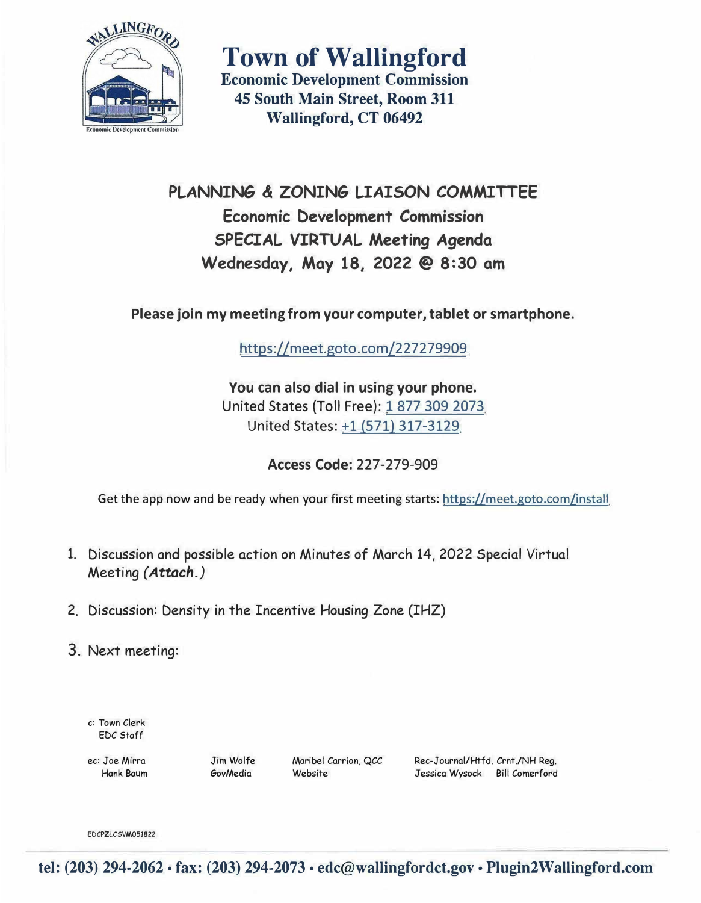# Town of Wallingford

**Economic Development Commission**
**45 South Main Street, Room 311**
**Wallingford, CT 06492**

## PLANNING & ZONING LIAISON COMMITTEE

**Economic Development Commission**
**SPECIAL VIRTUAL Meeting Agenda**
**Wednesday, May 18, 2022 @ 8:30 am**

**Please join my meeting from your computer, tablet or smartphone.**

https://meet.goto.com/227279909

**You can also dial in using your phone.**
United States (Toll Free): 1 877 309 2073
United States: +1 (571) 317-3129

**Access Code:** 227-279-909

Get the app now and be ready when your first meeting starts: https://meet.goto.com/install

1. Discussion and possible action on Minutes of March 14, 2022 Special Virtual Meeting ***(Attach.)***
2. Discussion: Density in the Incentive Housing Zone (IHZ)
3. Next meeting:

c: Town Clerk
EDC Staff

ec: Joe Mirra, Hank Baum, Jim Wolfe, GovMedia, Maribel Carrion, QCC, Website, Rec-Journal/Htfd. Crnt./NH Reg., Jessica Wysock, Bill Comerford

EDCPZLCSVM051822

**tel: (203) 294-2062 • fax: (203) 294-2073 • edc@wallingfordct.gov • Plugin2Wallingford.com**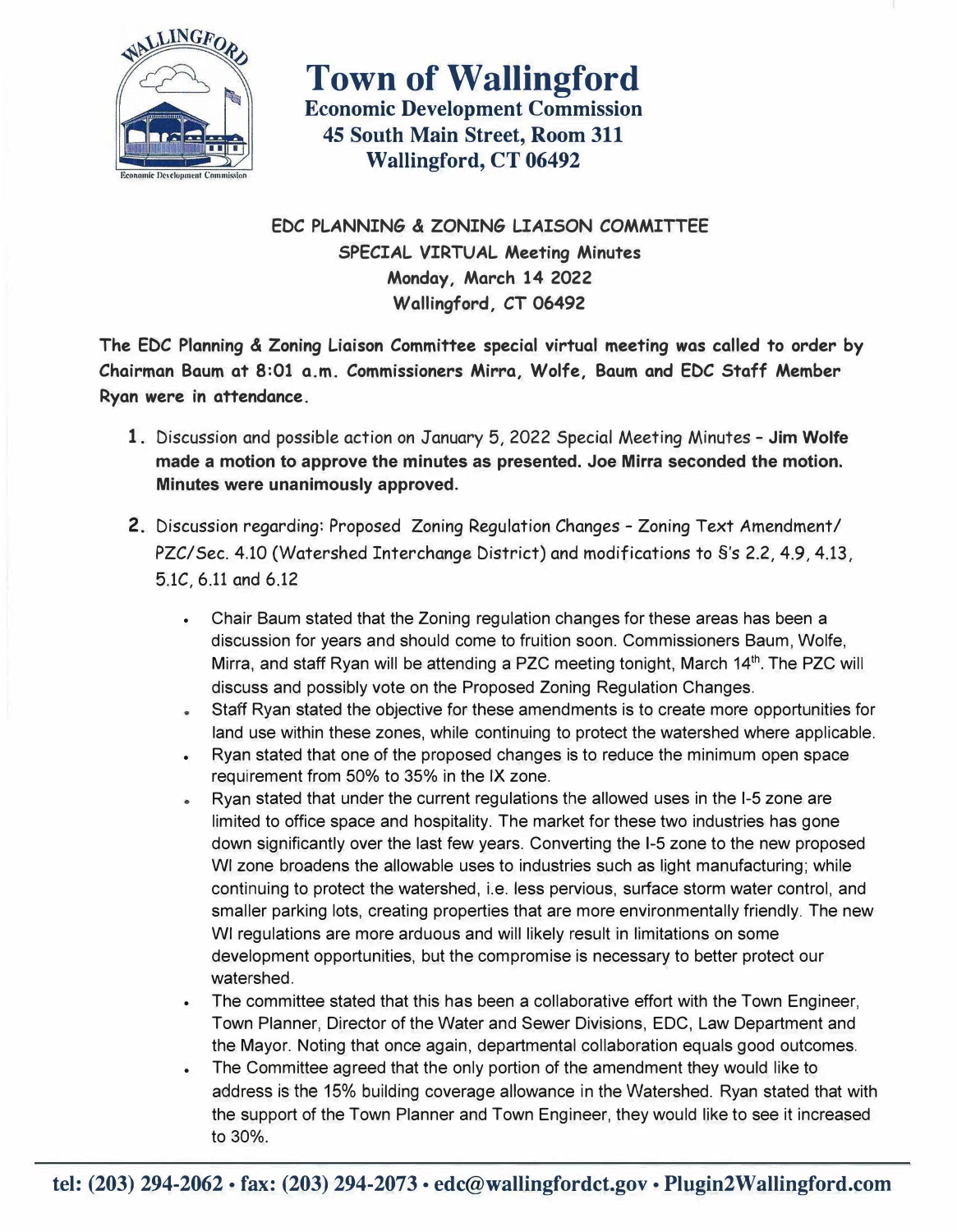# Town of Wallingford

**Economic Development Commission**
**45 South Main Street, Room 311**
**Wallingford, CT 06492**

**EDC PLANNING & ZONING LIAISON COMMITTEE**
**SPECIAL VIRTUAL Meeting Minutes**
**Monday, March 14 2022**
**Wallingford, CT 06492**

**The EDC Planning & Zoning Liaison Committee special virtual meeting was called to order by Chairman Baum at 8:01 a.m. Commissioners Mirra, Wolfe, Baum and EDC Staff Member Ryan were in attendance.**

1. Discussion and possible action on January 5, 2022 Special Meeting Minutes - **Jim Wolfe made a motion to approve the minutes as presented. Joe Mirra seconded the motion. Minutes were unanimously approved.**

2. Discussion regarding: Proposed Zoning Regulation Changes - Zoning Text Amendment/ PZC/Sec. 4.10 (Watershed Interchange District) and modifications to §'s 2.2, 4.9, 4.13, 5.1C, 6.11 and 6.12

   - Chair Baum stated that the Zoning regulation changes for these areas has been a discussion for years and should come to fruition soon. Commissioners Baum, Wolfe, Mirra, and staff Ryan will be attending a PZC meeting tonight, March 14th. The PZC will discuss and possibly vote on the Proposed Zoning Regulation Changes.
   - Staff Ryan stated the objective for these amendments is to create more opportunities for land use within these zones, while continuing to protect the watershed where applicable.
   - Ryan stated that one of the proposed changes is to reduce the minimum open space requirement from 50% to 35% in the IX zone.
   - Ryan stated that under the current regulations the allowed uses in the I-5 zone are limited to office space and hospitality. The market for these two industries has gone down significantly over the last few years. Converting the I-5 zone to the new proposed WI zone broadens the allowable uses to industries such as light manufacturing; while continuing to protect the watershed, i.e. less pervious, surface storm water control, and smaller parking lots, creating properties that are more environmentally friendly. The new WI regulations are more arduous and will likely result in limitations on some development opportunities, but the compromise is necessary to better protect our watershed.
   - The committee stated that this has been a collaborative effort with the Town Engineer, Town Planner, Director of the Water and Sewer Divisions, EDC, Law Department and the Mayor. Noting that once again, departmental collaboration equals good outcomes.
   - The Committee agreed that the only portion of the amendment they would like to address is the 15% building coverage allowance in the Watershed. Ryan stated that with the support of the Town Planner and Town Engineer, they would like to see it increased to 30%.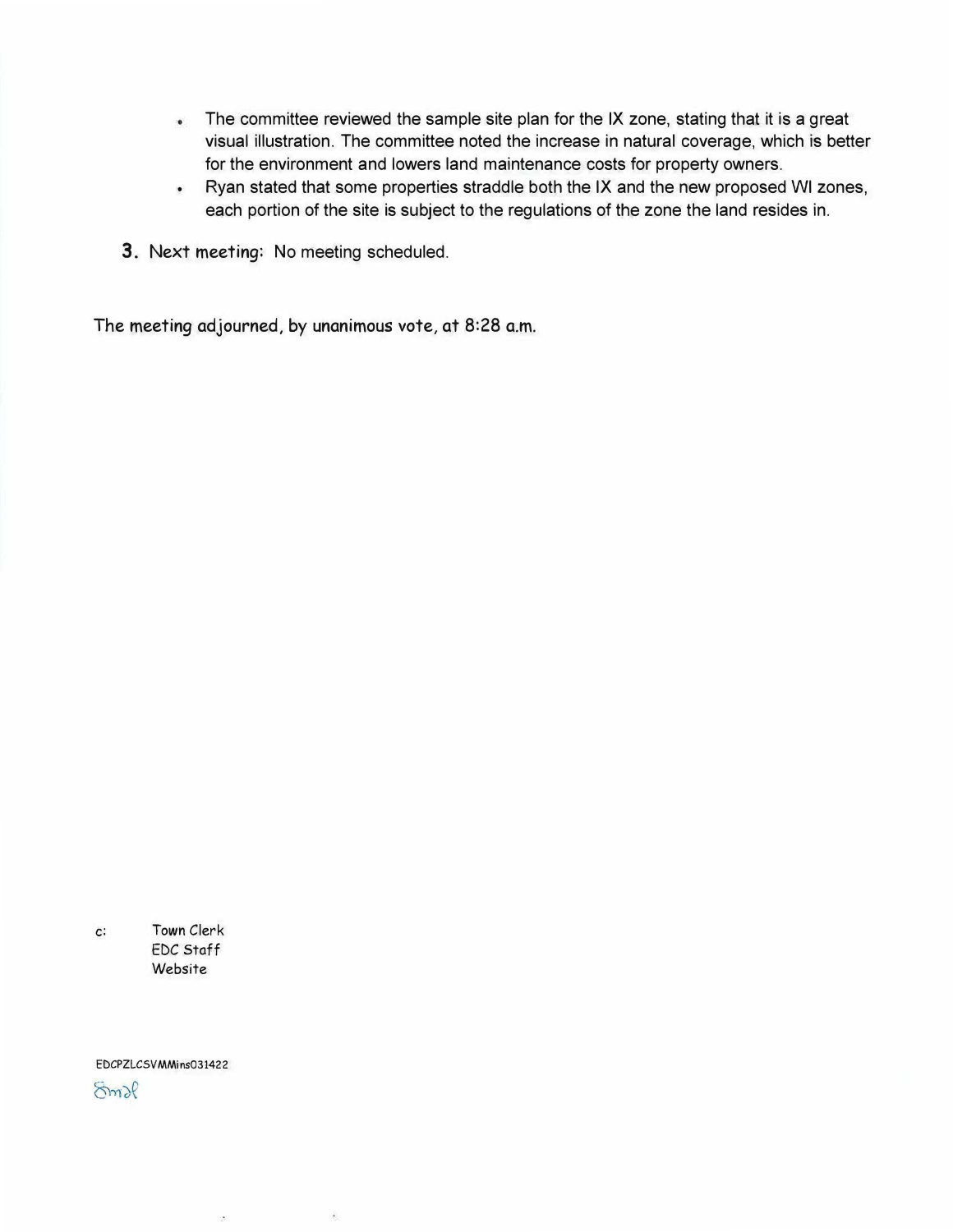- The committee reviewed the sample site plan for the IX zone, stating that it is a great visual illustration. The committee noted the increase in natural coverage, which is better for the environment and lowers land maintenance costs for property owners.
- Ryan stated that some properties straddle both the IX and the new proposed WI zones, each portion of the site is subject to the regulations of the zone the land resides in.

3. Next meeting: No meeting scheduled.

The meeting adjourned, by unanimous vote, at 8:28 a.m.

c: Town Clerk
EDC Staff
Website

EDCPZLCSVMMins031422

Smdf